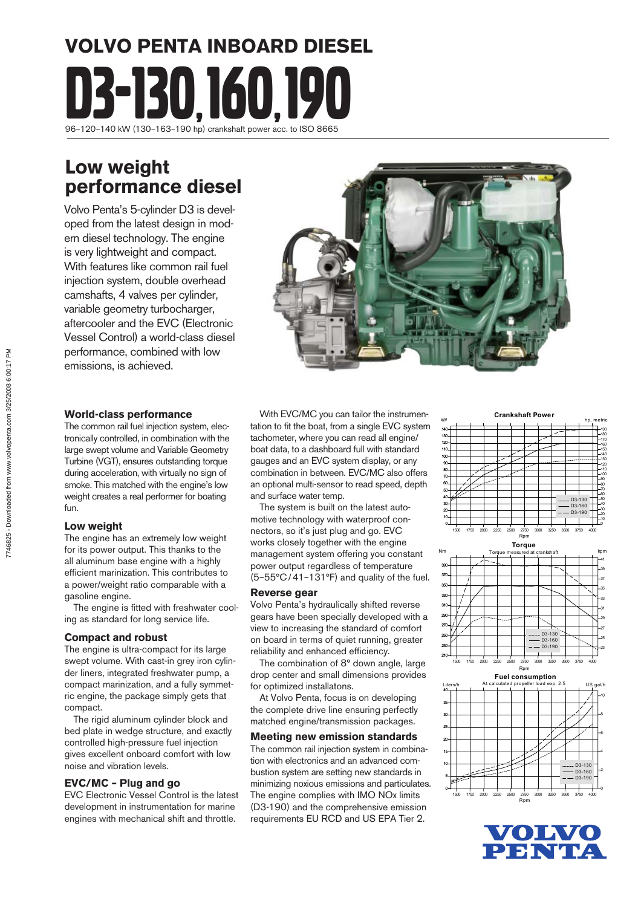# VOLVO PENTA INBOARD DIESEL

# D3-130, 160, 190

96–120–140 kW (130–163–190 hp) crankshaft power acc. to ISO 8665

## Low weight performance diesel

Volvo Penta's 5-cylinder D3 is developed from the latest design in modern diesel technology. The engine is very lightweight and compact. With features like common rail fuel injection system, double overhead camshafts, 4 valves per cylinder, variable geometry turbocharger, aftercooler and the EVC (Electronic Vessel Control) a world-class diesel performance, combined with low emissions, is achieved.

### World-class performance

The common rail fuel injection system, electronically controlled, in combination with the large swept volume and Variable Geometry Turbine (VGT), ensures outstanding torque during acceleration, with virtually no sign of smoke. This matched with the engine's low weight creates a real performer for boating fun.

### Low weight

The engine has an extremely low weight for its power output. This thanks to the all aluminum base engine with a highly efficient marinization. This contributes to a power/weight ratio comparable with a gasoline engine.

The engine is fitted with freshwater cooling as standard for long service life.

### Compact and robust

The engine is ultra-compact for its large swept volume. With cast-in grey iron cylinder liners, integrated freshwater pump, a compact marinization, and a fully symmetric engine, the package simply gets that compact.

The rigid aluminum cylinder block and bed plate in wedge structure, and exactly controlled high-pressure fuel injection gives excellent onboard comfort with low noise and vibration levels.

### EVC/MC – Plug and go

EVC Electronic Vessel Control is the latest development in instrumentation for marine engines with mechanical shift and throttle.

With EVC/MC you can tailor the instrumentation to fit the boat, from a single EVC system tachometer, where you can read all engine/boat data, to a dashboard full with standard gauges and an EVC system display, or any combination in between. EVC/MC also offers an optional multi-sensor to read speed, depth and surface water temp.

The system is built on the latest automotive technology with waterproof connectors, so it's just plug and go. EVC works closely together with the engine management system offering you constant power output regardless of temperature (5–55°C / 41–131°F) and quality of the fuel.

### Reverse gear

Volvo Penta's hydraulically shifted reverse gears have been specially developed with a view to increasing the standard of comfort on board in terms of quiet running, greater reliability and enhanced efficiency.

The combination of 8° down angle, large drop center and small dimensions provides for optimized installatons.

At Volvo Penta, focus is on developing the complete drive line ensuring perfectly matched engine/transmission packages.

### Meeting new emission standards

The common rail injection system in combination with electronics and an advanced combustion system are setting new standards in minimizing noxious emissions and particulates. The engine complies with IMO NOx limits (D3-190) and the comprehensive emission requirements EU RCD and US EPA Tier 2.

**Crankshaft Power**

**Torque**

Torque measured at crankshaft

**Fuel consumption**

At calculated propeller load exp. 2.5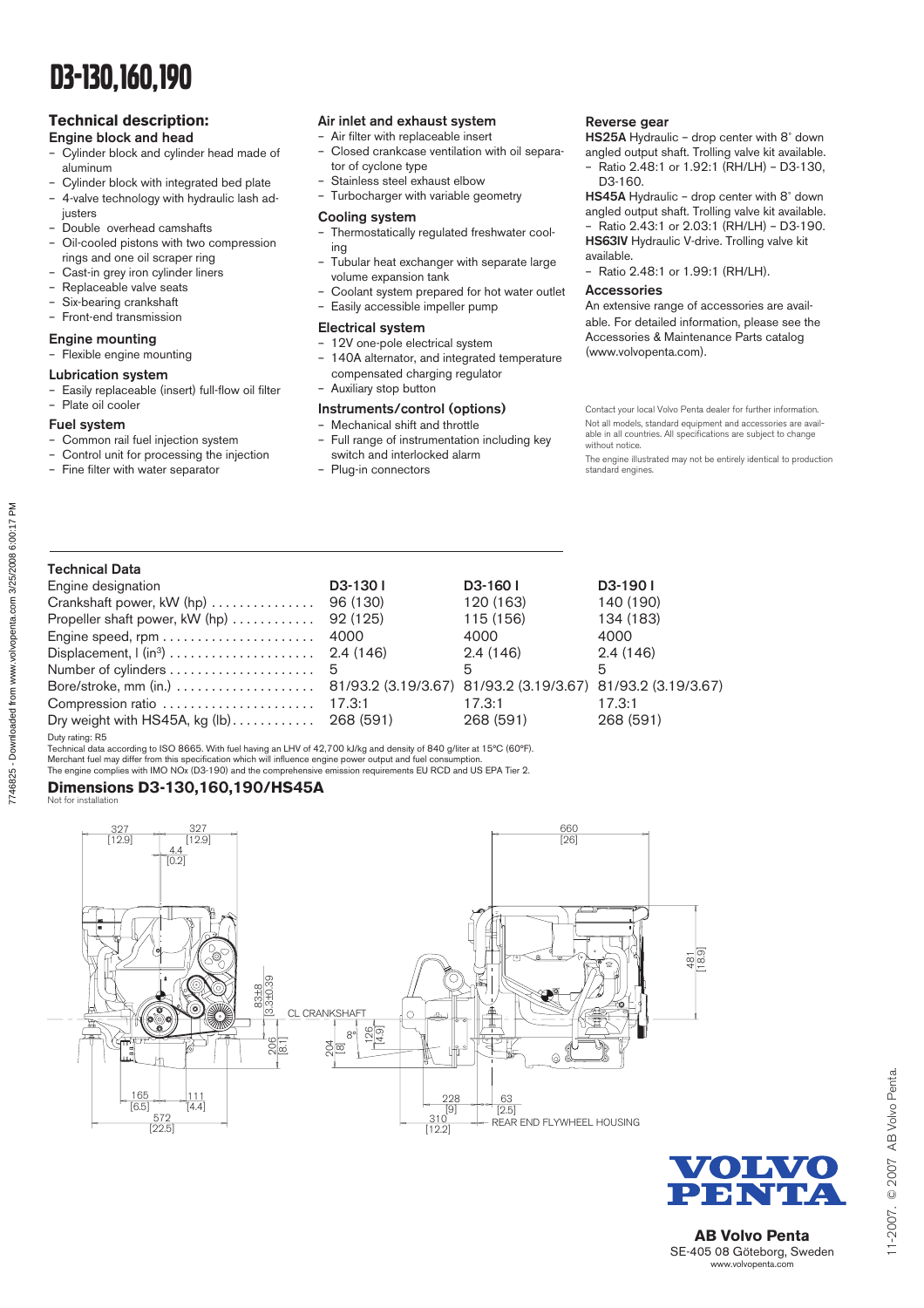# D3-130,160,190

## Technical description:

### Engine block and head

- Cylinder block and cylinder head made of aluminum
- Cylinder block with integrated bed plate
- 4-valve technology with hydraulic lash adjusters
- Double overhead camshafts
- Oil-cooled pistons with two compression rings and one oil scraper ring
- Cast-in grey iron cylinder liners
- Replaceable valve seats
- Six-bearing crankshaft
- Front-end transmission

### Engine mounting

- Flexible engine mounting

### Lubrication system

- Easily replaceable (insert) full-flow oil filter
- Plate oil cooler

### Fuel system

- Common rail fuel injection system
- Control unit for processing the injection
- Fine filter with water separator

### Air inlet and exhaust system

- Air filter with replaceable insert
- Closed crankcase ventilation with oil separator of cyclone type
- Stainless steel exhaust elbow
- Turbocharger with variable geometry

### Cooling system

- Thermostatically regulated freshwater cooling
- Tubular heat exchanger with separate large volume expansion tank
- Coolant system prepared for hot water outlet
- Easily accessible impeller pump

### Electrical system

- 12V one-pole electrical system
- 140A alternator, and integrated temperature compensated charging regulator
- Auxiliary stop button

### Instruments/control (options)

- Mechanical shift and throttle
- Full range of instrumentation including key switch and interlocked alarm
- Plug-in connectors

### Reverse gear

**HS25A** Hydraulic – drop center with 8° down angled output shaft. Trolling valve kit available.
- Ratio 2.48:1 or 1.92:1 (RH/LH) – D3-130, D3-160.

**HS45A** Hydraulic – drop center with 8° down angled output shaft. Trolling valve kit available.
- Ratio 2.43:1 or 2.03:1 (RH/LH) – D3-190.

**HS63IV** Hydraulic V-drive. Trolling valve kit available.
- Ratio 2.48:1 or 1.99:1 (RH/LH).

### Accessories

An extensive range of accessories are available. For detailed information, please see the Accessories & Maintenance Parts catalog (www.volvopenta.com).

Contact your local Volvo Penta dealer for further information.

Not all models, standard equipment and accessories are available in all countries. All specifications are subject to change without notice.

The engine illustrated may not be entirely identical to production standard engines.

## Technical Data

| Engine designation | D3-130 I | D3-160 I | D3-190 I |
|---|---|---|---|
| Crankshaft power, kW (hp) | 96 (130) | 120 (163) | 140 (190) |
| Propeller shaft power, kW (hp) | 92 (125) | 115 (156) | 134 (183) |
| Engine speed, rpm | 4000 | 4000 | 4000 |
| Displacement, l (in³) | 2.4 (146) | 2.4 (146) | 2.4 (146) |
| Number of cylinders | 5 | 5 | 5 |
| Bore/stroke, mm (in.) | 81/93.2 (3.19/3.67) | 81/93.2 (3.19/3.67) | 81/93.2 (3.19/3.67) |
| Compression ratio | 17.3:1 | 17.3:1 | 17.3:1 |
| Dry weight with HS45A, kg (lb) | 268 (591) | 268 (591) | 268 (591) |

Duty rating: R5

Technical data according to ISO 8665. With fuel having an LHV of 42,700 kJ/kg and density of 840 g/liter at 15°C (60°F). Merchant fuel may differ from this specification which will influence engine power output and fuel consumption.

The engine complies with IMO NOx (D3-190) and the comprehensive emission requirements EU RCD and US EPA Tier 2.

## Dimensions D3-130,160,190/HS45A

Not for installation

327 [12.9]
327 [12.9]
4.4 [0.2]
83±8 [3.3±0.39]
CL CRANKSHAFT
206 [8.1]
165 [6.5]
111 [4.4]
572 [22.5]
660 [26]
481 [18.9]
204 [8]
8°
126 [4.9]
228 [9]
310 [12.2]
63 [2.5]
REAR END FLYWHEEL HOUSING

VOLVO PENTA

**AB Volvo Penta**
SE-405 08 Göteborg, Sweden
www.volvopenta.com

11-2007. © 2007 AB Volvo Penta.